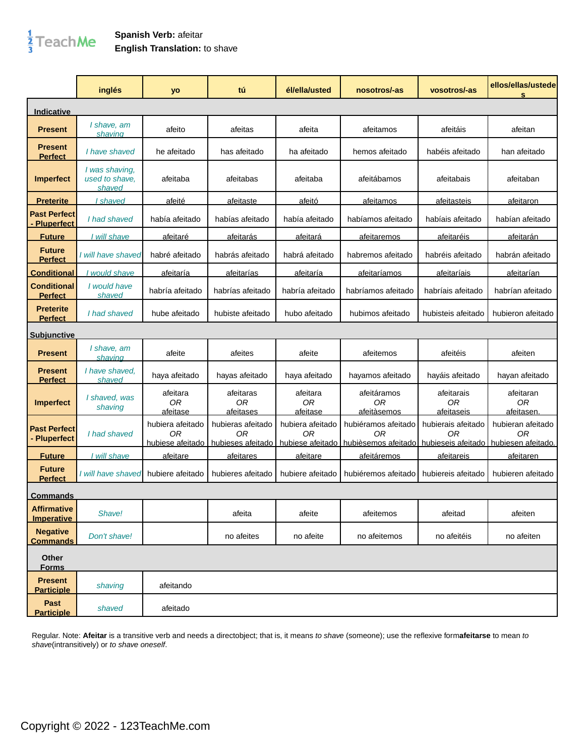**Spanish Verb:** afeitar
**English Translation:** to shave

| | inglés | yo | tú | él/ella/usted | nosotros/-as | vosotros/-as | ellos/ellas/ustedes |
|---|---|---|---|---|---|---|---|
| **Indicative** | | | | | | | |
| **Present** | *I shave, am shaving* | afeito | afeitas | afeita | afeitamos | afeitáis | afeitan |
| **Present Perfect** | *I have shaved* | he afeitado | has afeitado | ha afeitado | hemos afeitado | habéis afeitado | han afeitado |
| **Imperfect** | *I was shaving, used to shave, shaved* | afeitaba | afeitabas | afeitaba | afeitábamos | afeitabais | afeitaban |
| **Preterite** | *I shaved* | afeité | afeitaste | afeitó | afeitamos | afeitasteis | afeitaron |
| **Past Perfect - Pluperfect** | *I had shaved* | había afeitado | habías afeitado | había afeitado | habíamos afeitado | habíais afeitado | habían afeitado |
| **Future** | *I will shave* | afeitaré | afeitarás | afeitará | afeitaremos | afeitaréis | afeitarán |
| **Future Perfect** | *I will have shaved* | habré afeitado | habrás afeitado | habrá afeitado | habremos afeitado | habréis afeitado | habrán afeitado |
| **Conditional** | *I would shave* | afeitaría | afeitarías | afeitaría | afeitaríamos | afeitaríais | afeitarían |
| **Conditional Perfect** | *I would have shaved* | habría afeitado | habrías afeitado | habría afeitado | habríamos afeitado | habríais afeitado | habrían afeitado |
| **Preterite Perfect** | *I had shaved* | hube afeitado | hubiste afeitado | hubo afeitado | hubimos afeitado | hubisteis afeitado | hubieron afeitado |
| **Subjunctive** | | | | | | | |
| **Present** | *I shave, am shaving* | afeite | afeites | afeite | afeitemos | afeitéis | afeiten |
| **Present Perfect** | *I have shaved, shaved* | haya afeitado | hayas afeitado | haya afeitado | hayamos afeitado | hayáis afeitado | hayan afeitado |
| **Imperfect** | *I shaved, was shaving* | afeitara *OR* afeitase | afeitaras *OR* afeitases | afeitara *OR* afeitase | afeitáramos *OR* afeitàsemos | afeitarais *OR* afeitaseis | afeitaran *OR* afeitasen. |
| **Past Perfect - Pluperfect** | *I had shaved* | hubiera afeitado *OR* hubiese afeitado | hubieras afeitado *OR* hubieses afeitado | hubiera afeitado *OR* hubiese afeitado | hubiéramos afeitado *OR* hubièsemos afeitado | hubierais afeitado *OR* hubieseis afeitado | hubieran afeitado *OR* hubiesen afeitado. |
| **Future** | *I will shave* | afeitare | afeitares | afeitare | afeitáremos | afeitareis | afeitaren |
| **Future Perfect** | *I will have shaved* | hubiere afeitado | hubieres afeitado | hubiere afeitado | hubiéremos afeitado | hubiereis afeitado | hubieren afeitado |
| **Commands** | | | | | | | |
| **Affirmative Imperative** | *Shave!* | | afeita | afeite | afeitemos | afeitad | afeiten |
| **Negative Commands** | *Don't shave!* | | no afeites | no afeite | no afeitemos | no afeitéis | no afeiten |
| **Other Forms** | | | | | | | |
| **Present Participle** | *shaving* | afeitando | | | | | |
| **Past Participle** | *shaved* | afeitado | | | | | |

Regular. Note: **Afeitar** is a transitive verb and needs a directobject; that is, it means *to shave* (someone); use the reflexive form**afeitarse** to mean *to shave*(intransitively) or *to shave oneself*.

Copyright © 2022 - 123TeachMe.com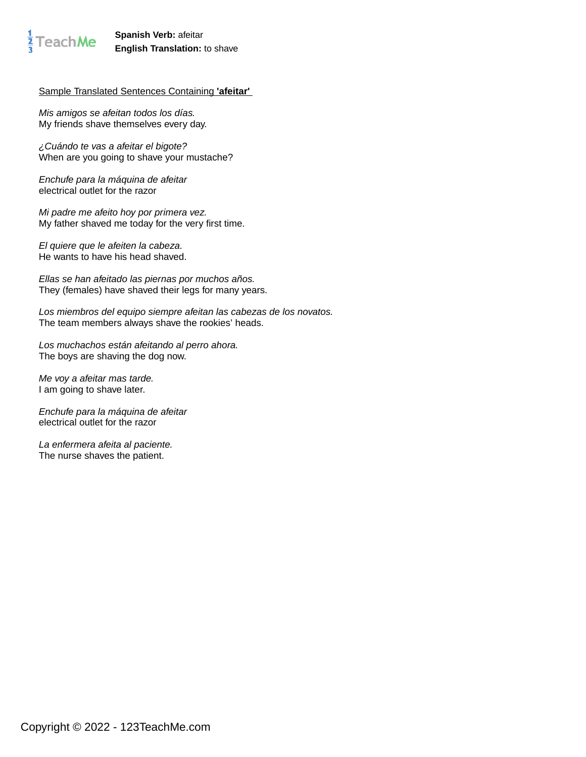**Spanish Verb:** afeitar
**English Translation:** to shave

Sample Translated Sentences Containing **'afeitar'**

*Mis amigos se afeitan todos los días.*
My friends shave themselves every day.

*¿Cuándo te vas a afeitar el bigote?*
When are you going to shave your mustache?

*Enchufe para la máquina de afeitar*
electrical outlet for the razor

*Mi padre me afeito hoy por primera vez.*
My father shaved me today for the very first time.

*El quiere que le afeiten la cabeza.*
He wants to have his head shaved.

*Ellas se han afeitado las piernas por muchos años.*
They (females) have shaved their legs for many years.

*Los miembros del equipo siempre afeitan las cabezas de los novatos.*
The team members always shave the rookies' heads.

*Los muchachos están afeitando al perro ahora.*
The boys are shaving the dog now.

*Me voy a afeitar mas tarde.*
I am going to shave later.

*Enchufe para la máquina de afeitar*
electrical outlet for the razor

*La enfermera afeita al paciente.*
The nurse shaves the patient.

Copyright © 2022 - 123TeachMe.com